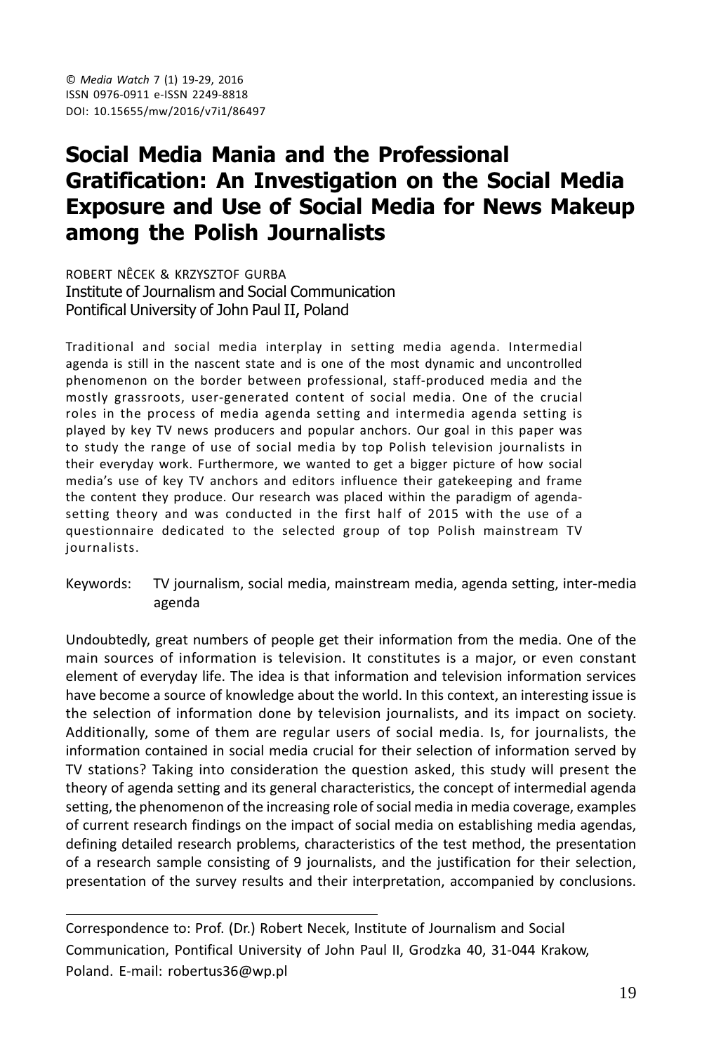© *Media Watch* 7 (1) 19-29, 2016
ISSN 0976-0911 e-ISSN 2249-8818
DOI: 10.15655/mw/2016/v7i1/86497

# Social Media Mania and the Professional Gratification: An Investigation on the Social Media Exposure and Use of Social Media for News Makeup among the Polish Journalists

ROBERT NÊCEK & KRZYSZTOF GURBA
Institute of Journalism and Social Communication
Pontifical University of John Paul II, Poland

Traditional and social media interplay in setting media agenda. Intermedial agenda is still in the nascent state and is one of the most dynamic and uncontrolled phenomenon on the border between professional, staff-produced media and the mostly grassroots, user-generated content of social media. One of the crucial roles in the process of media agenda setting and intermedia agenda setting is played by key TV news producers and popular anchors. Our goal in this paper was to study the range of use of social media by top Polish television journalists in their everyday work. Furthermore, we wanted to get a bigger picture of how social media's use of key TV anchors and editors influence their gatekeeping and frame the content they produce. Our research was placed within the paradigm of agenda-setting theory and was conducted in the first half of 2015 with the use of a questionnaire dedicated to the selected group of top Polish mainstream TV journalists.

Keywords: TV journalism, social media, mainstream media, agenda setting, inter-media agenda

Undoubtedly, great numbers of people get their information from the media. One of the main sources of information is television. It constitutes is a major, or even constant element of everyday life. The idea is that information and television information services have become a source of knowledge about the world. In this context, an interesting issue is the selection of information done by television journalists, and its impact on society. Additionally, some of them are regular users of social media. Is, for journalists, the information contained in social media crucial for their selection of information served by TV stations? Taking into consideration the question asked, this study will present the theory of agenda setting and its general characteristics, the concept of intermedial agenda setting, the phenomenon of the increasing role of social media in media coverage, examples of current research findings on the impact of social media on establishing media agendas, defining detailed research problems, characteristics of the test method, the presentation of a research sample consisting of 9 journalists, and the justification for their selection, presentation of the survey results and their interpretation, accompanied by conclusions.

---

Correspondence to: Prof. (Dr.) Robert Necek, Institute of Journalism and Social Communication, Pontifical University of John Paul II, Grodzka 40, 31-044 Krakow, Poland. E-mail: robertus36@wp.pl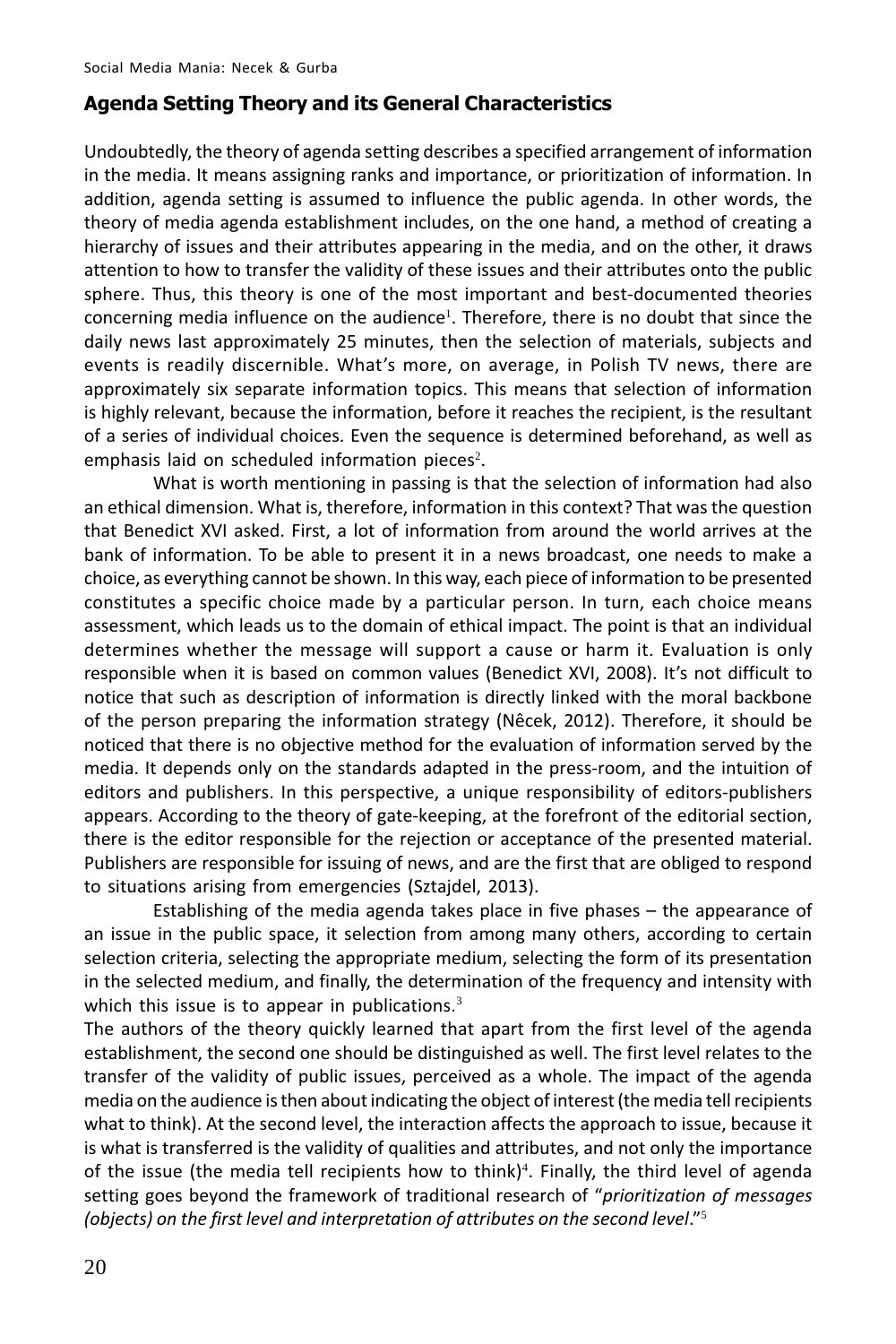## Agenda Setting Theory and its General Characteristics

Undoubtedly, the theory of agenda setting describes a specified arrangement of information in the media. It means assigning ranks and importance, or prioritization of information. In addition, agenda setting is assumed to influence the public agenda. In other words, the theory of media agenda establishment includes, on the one hand, a method of creating a hierarchy of issues and their attributes appearing in the media, and on the other, it draws attention to how to transfer the validity of these issues and their attributes onto the public sphere. Thus, this theory is one of the most important and best-documented theories concerning media influence on the audience[1]. Therefore, there is no doubt that since the daily news last approximately 25 minutes, then the selection of materials, subjects and events is readily discernible. What's more, on average, in Polish TV news, there are approximately six separate information topics. This means that selection of information is highly relevant, because the information, before it reaches the recipient, is the resultant of a series of individual choices. Even the sequence is determined beforehand, as well as emphasis laid on scheduled information pieces[2].

What is worth mentioning in passing is that the selection of information had also an ethical dimension. What is, therefore, information in this context? That was the question that Benedict XVI asked. First, a lot of information from around the world arrives at the bank of information. To be able to present it in a news broadcast, one needs to make a choice, as everything cannot be shown. In this way, each piece of information to be presented constitutes a specific choice made by a particular person. In turn, each choice means assessment, which leads us to the domain of ethical impact. The point is that an individual determines whether the message will support a cause or harm it. Evaluation is only responsible when it is based on common values (Benedict XVI, 2008). It's not difficult to notice that such as description of information is directly linked with the moral backbone of the person preparing the information strategy (Nêcek, 2012). Therefore, it should be noticed that there is no objective method for the evaluation of information served by the media. It depends only on the standards adapted in the press-room, and the intuition of editors and publishers. In this perspective, a unique responsibility of editors-publishers appears. According to the theory of gate-keeping, at the forefront of the editorial section, there is the editor responsible for the rejection or acceptance of the presented material. Publishers are responsible for issuing of news, and are the first that are obliged to respond to situations arising from emergencies (Sztajdel, 2013).

Establishing of the media agenda takes place in five phases – the appearance of an issue in the public space, it selection from among many others, according to certain selection criteria, selecting the appropriate medium, selecting the form of its presentation in the selected medium, and finally, the determination of the frequency and intensity with which this issue is to appear in publications.[3]

The authors of the theory quickly learned that apart from the first level of the agenda establishment, the second one should be distinguished as well. The first level relates to the transfer of the validity of public issues, perceived as a whole. The impact of the agenda media on the audience is then about indicating the object of interest (the media tell recipients what to think). At the second level, the interaction affects the approach to issue, because it is what is transferred is the validity of qualities and attributes, and not only the importance of the issue (the media tell recipients how to think)[4]. Finally, the third level of agenda setting goes beyond the framework of traditional research of "*prioritization of messages (objects) on the first level and interpretation of attributes on the second level*."[5]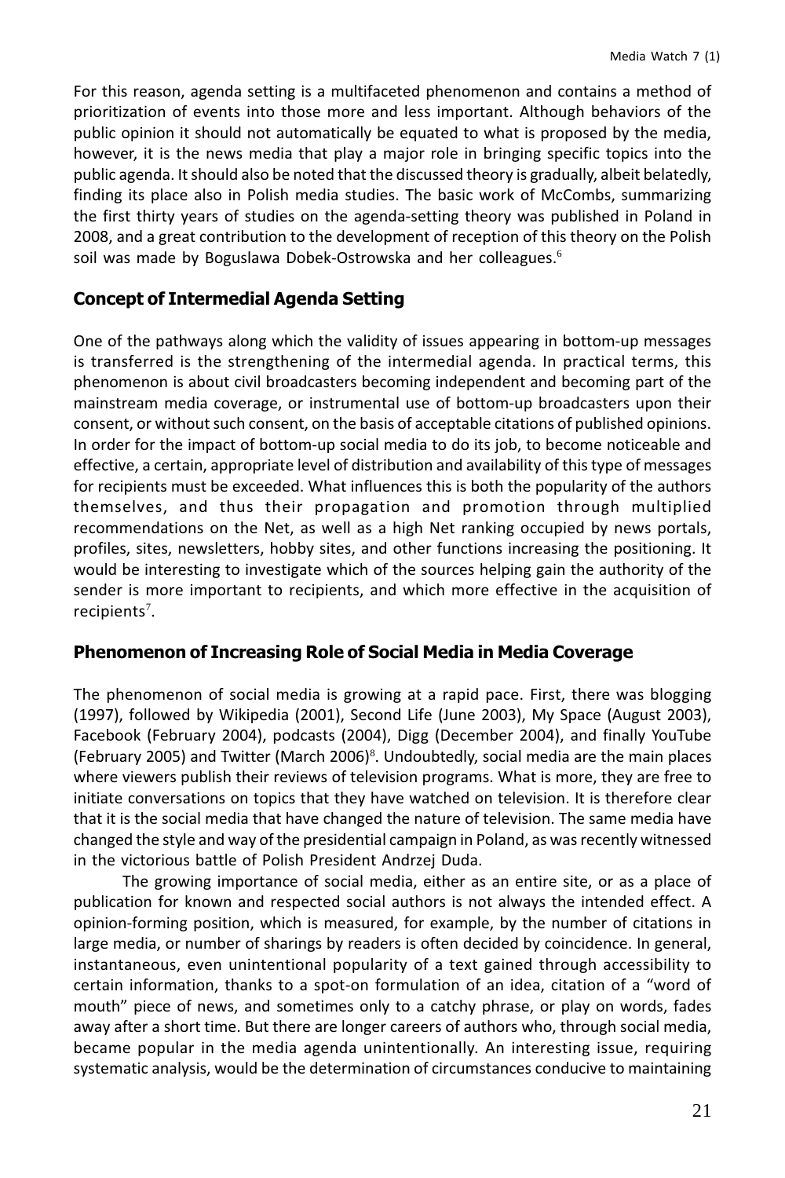For this reason, agenda setting is a multifaceted phenomenon and contains a method of prioritization of events into those more and less important. Although behaviors of the public opinion it should not automatically be equated to what is proposed by the media, however, it is the news media that play a major role in bringing specific topics into the public agenda. It should also be noted that the discussed theory is gradually, albeit belatedly, finding its place also in Polish media studies. The basic work of McCombs, summarizing the first thirty years of studies on the agenda-setting theory was published in Poland in 2008, and a great contribution to the development of reception of this theory on the Polish soil was made by Boguslawa Dobek-Ostrowska and her colleagues.[6]

## Concept of Intermedial Agenda Setting

One of the pathways along which the validity of issues appearing in bottom-up messages is transferred is the strengthening of the intermedial agenda. In practical terms, this phenomenon is about civil broadcasters becoming independent and becoming part of the mainstream media coverage, or instrumental use of bottom-up broadcasters upon their consent, or without such consent, on the basis of acceptable citations of published opinions. In order for the impact of bottom-up social media to do its job, to become noticeable and effective, a certain, appropriate level of distribution and availability of this type of messages for recipients must be exceeded. What influences this is both the popularity of the authors themselves, and thus their propagation and promotion through multiplied recommendations on the Net, as well as a high Net ranking occupied by news portals, profiles, sites, newsletters, hobby sites, and other functions increasing the positioning. It would be interesting to investigate which of the sources helping gain the authority of the sender is more important to recipients, and which more effective in the acquisition of recipients[7].

## Phenomenon of Increasing Role of Social Media in Media Coverage

The phenomenon of social media is growing at a rapid pace. First, there was blogging (1997), followed by Wikipedia (2001), Second Life (June 2003), My Space (August 2003), Facebook (February 2004), podcasts (2004), Digg (December 2004), and finally YouTube (February 2005) and Twitter (March 2006)[8]. Undoubtedly, social media are the main places where viewers publish their reviews of television programs. What is more, they are free to initiate conversations on topics that they have watched on television. It is therefore clear that it is the social media that have changed the nature of television. The same media have changed the style and way of the presidential campaign in Poland, as was recently witnessed in the victorious battle of Polish President Andrzej Duda.

The growing importance of social media, either as an entire site, or as a place of publication for known and respected social authors is not always the intended effect. A opinion-forming position, which is measured, for example, by the number of citations in large media, or number of sharings by readers is often decided by coincidence. In general, instantaneous, even unintentional popularity of a text gained through accessibility to certain information, thanks to a spot-on formulation of an idea, citation of a "word of mouth" piece of news, and sometimes only to a catchy phrase, or play on words, fades away after a short time. But there are longer careers of authors who, through social media, became popular in the media agenda unintentionally. An interesting issue, requiring systematic analysis, would be the determination of circumstances conducive to maintaining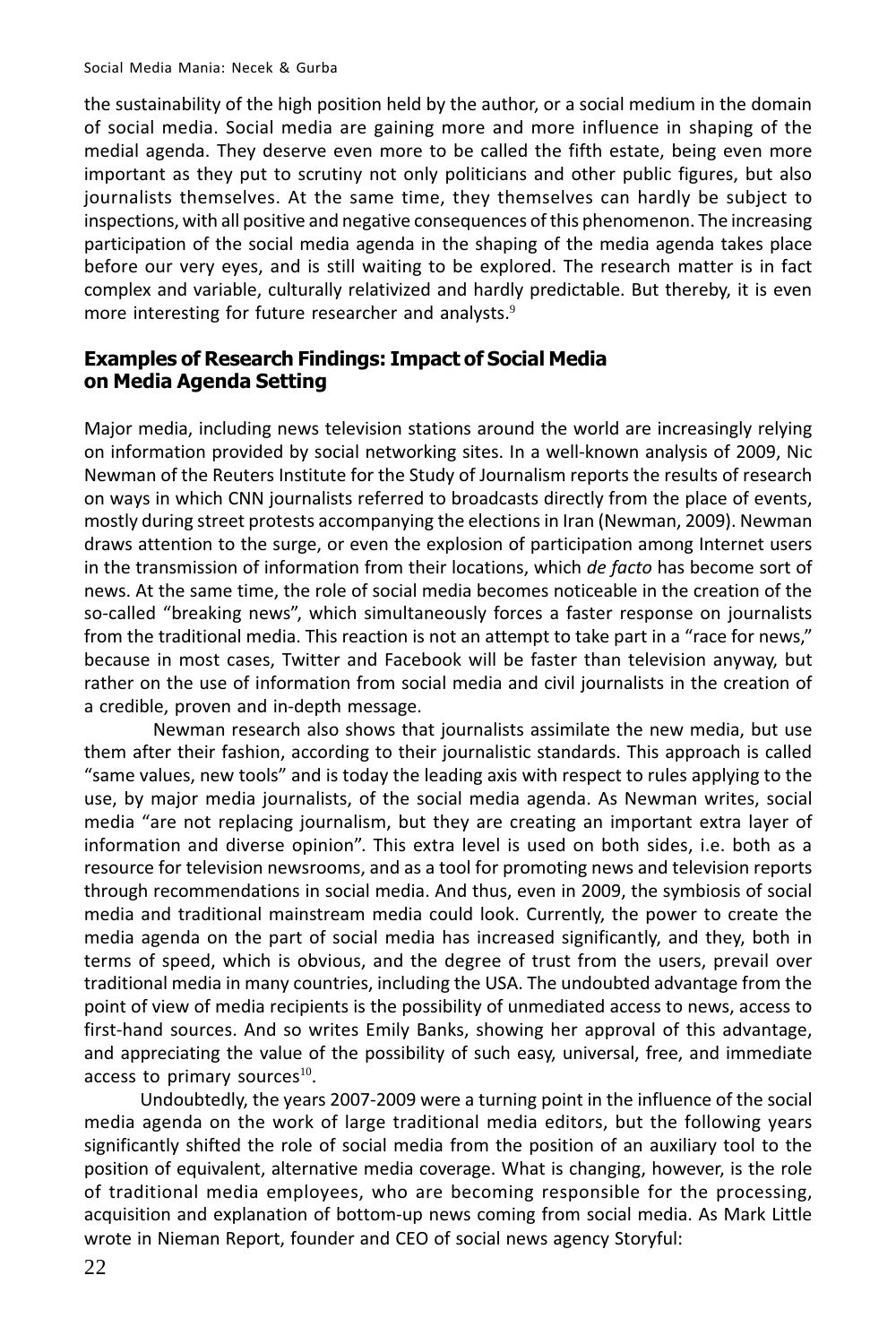the sustainability of the high position held by the author, or a social medium in the domain of social media. Social media are gaining more and more influence in shaping of the medial agenda. They deserve even more to be called the fifth estate, being even more important as they put to scrutiny not only politicians and other public figures, but also journalists themselves. At the same time, they themselves can hardly be subject to inspections, with all positive and negative consequences of this phenomenon. The increasing participation of the social media agenda in the shaping of the media agenda takes place before our very eyes, and is still waiting to be explored. The research matter is in fact complex and variable, culturally relativized and hardly predictable. But thereby, it is even more interesting for future researcher and analysts.[9]

## Examples of Research Findings: Impact of Social Media on Media Agenda Setting

Major media, including news television stations around the world are increasingly relying on information provided by social networking sites. In a well-known analysis of 2009, Nic Newman of the Reuters Institute for the Study of Journalism reports the results of research on ways in which CNN journalists referred to broadcasts directly from the place of events, mostly during street protests accompanying the elections in Iran (Newman, 2009). Newman draws attention to the surge, or even the explosion of participation among Internet users in the transmission of information from their locations, which *de facto* has become sort of news. At the same time, the role of social media becomes noticeable in the creation of the so-called "breaking news", which simultaneously forces a faster response on journalists from the traditional media. This reaction is not an attempt to take part in a "race for news," because in most cases, Twitter and Facebook will be faster than television anyway, but rather on the use of information from social media and civil journalists in the creation of a credible, proven and in-depth message.

Newman research also shows that journalists assimilate the new media, but use them after their fashion, according to their journalistic standards. This approach is called "same values, new tools" and is today the leading axis with respect to rules applying to the use, by major media journalists, of the social media agenda. As Newman writes, social media "are not replacing journalism, but they are creating an important extra layer of information and diverse opinion". This extra level is used on both sides, i.e. both as a resource for television newsrooms, and as a tool for promoting news and television reports through recommendations in social media. And thus, even in 2009, the symbiosis of social media and traditional mainstream media could look. Currently, the power to create the media agenda on the part of social media has increased significantly, and they, both in terms of speed, which is obvious, and the degree of trust from the users, prevail over traditional media in many countries, including the USA. The undoubted advantage from the point of view of media recipients is the possibility of unmediated access to news, access to first-hand sources. And so writes Emily Banks, showing her approval of this advantage, and appreciating the value of the possibility of such easy, universal, free, and immediate access to primary sources[10].

Undoubtedly, the years 2007-2009 were a turning point in the influence of the social media agenda on the work of large traditional media editors, but the following years significantly shifted the role of social media from the position of an auxiliary tool to the position of equivalent, alternative media coverage. What is changing, however, is the role of traditional media employees, who are becoming responsible for the processing, acquisition and explanation of bottom-up news coming from social media. As Mark Little wrote in Nieman Report, founder and CEO of social news agency Storyful: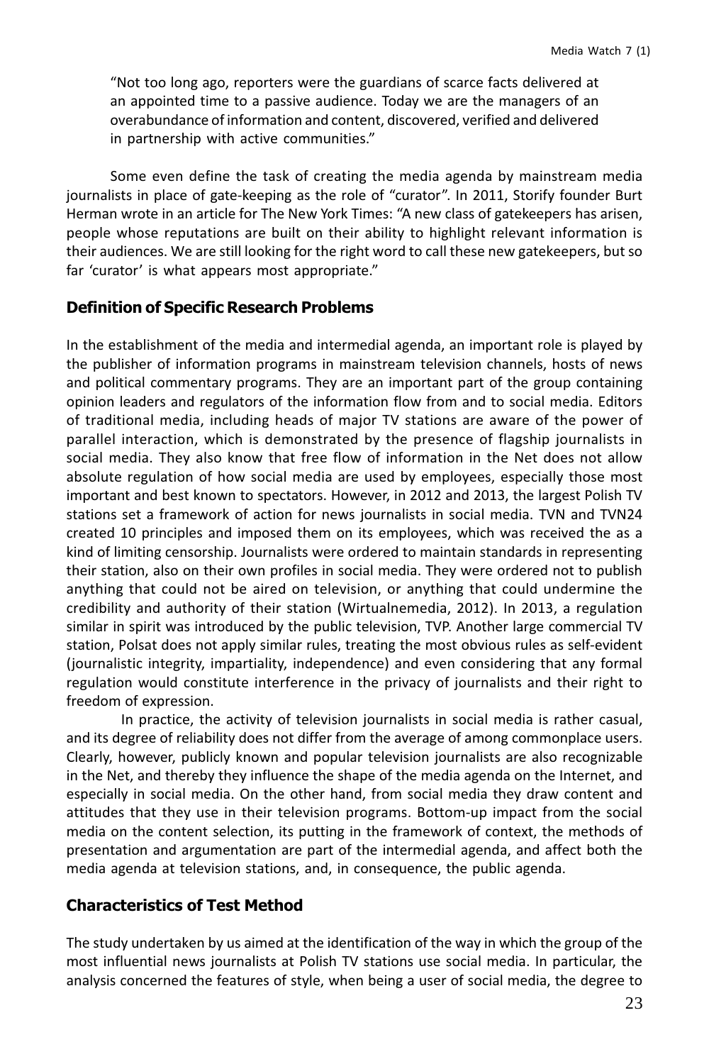"Not too long ago, reporters were the guardians of scarce facts delivered at an appointed time to a passive audience. Today we are the managers of an overabundance of information and content, discovered, verified and delivered in partnership with active communities."

Some even define the task of creating the media agenda by mainstream media journalists in place of gate-keeping as the role of "curator". In 2011, Storify founder Burt Herman wrote in an article for The New York Times: "A new class of gatekeepers has arisen, people whose reputations are built on their ability to highlight relevant information is their audiences. We are still looking for the right word to call these new gatekeepers, but so far 'curator' is what appears most appropriate."

## Definition of Specific Research Problems

In the establishment of the media and intermedial agenda, an important role is played by the publisher of information programs in mainstream television channels, hosts of news and political commentary programs. They are an important part of the group containing opinion leaders and regulators of the information flow from and to social media. Editors of traditional media, including heads of major TV stations are aware of the power of parallel interaction, which is demonstrated by the presence of flagship journalists in social media. They also know that free flow of information in the Net does not allow absolute regulation of how social media are used by employees, especially those most important and best known to spectators. However, in 2012 and 2013, the largest Polish TV stations set a framework of action for news journalists in social media. TVN and TVN24 created 10 principles and imposed them on its employees, which was received the as a kind of limiting censorship. Journalists were ordered to maintain standards in representing their station, also on their own profiles in social media. They were ordered not to publish anything that could not be aired on television, or anything that could undermine the credibility and authority of their station (Wirtualnemedia, 2012). In 2013, a regulation similar in spirit was introduced by the public television, TVP. Another large commercial TV station, Polsat does not apply similar rules, treating the most obvious rules as self-evident (journalistic integrity, impartiality, independence) and even considering that any formal regulation would constitute interference in the privacy of journalists and their right to freedom of expression.

In practice, the activity of television journalists in social media is rather casual, and its degree of reliability does not differ from the average of among commonplace users. Clearly, however, publicly known and popular television journalists are also recognizable in the Net, and thereby they influence the shape of the media agenda on the Internet, and especially in social media. On the other hand, from social media they draw content and attitudes that they use in their television programs. Bottom-up impact from the social media on the content selection, its putting in the framework of context, the methods of presentation and argumentation are part of the intermedial agenda, and affect both the media agenda at television stations, and, in consequence, the public agenda.

## Characteristics of Test Method

The study undertaken by us aimed at the identification of the way in which the group of the most influential news journalists at Polish TV stations use social media. In particular, the analysis concerned the features of style, when being a user of social media, the degree to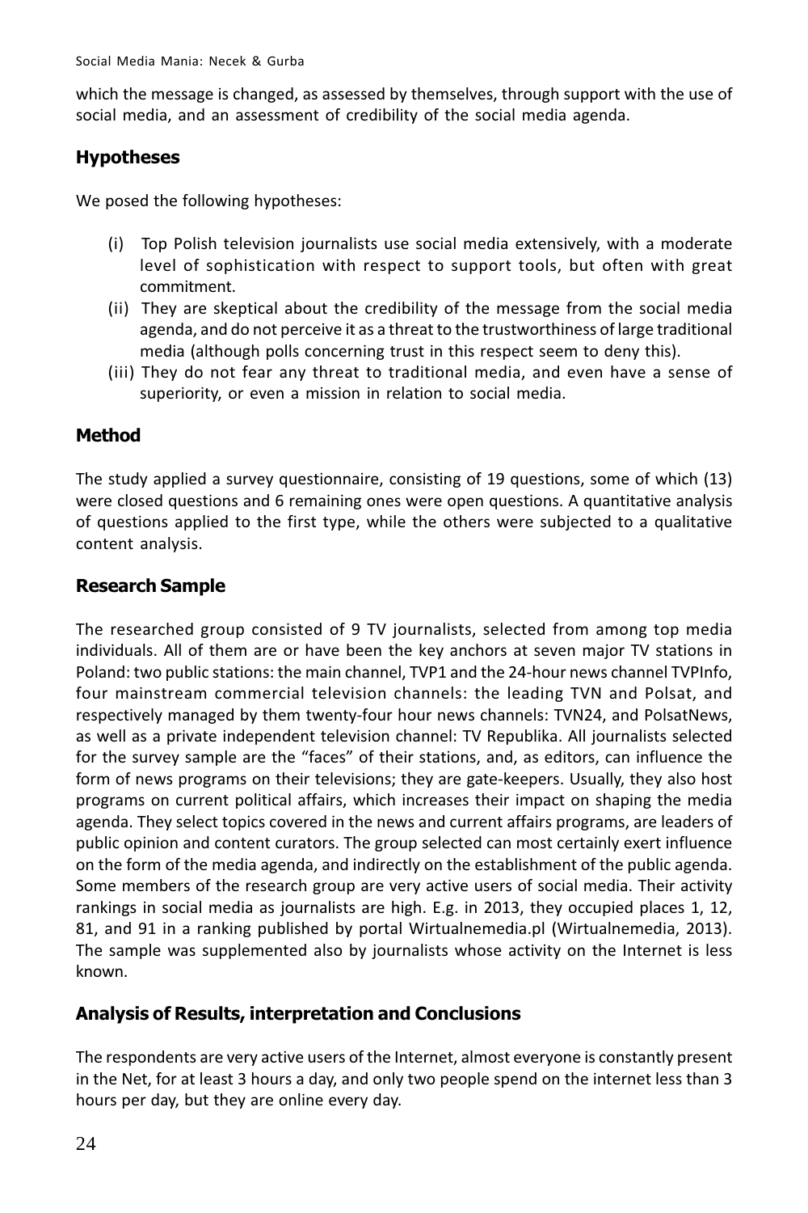which the message is changed, as assessed by themselves, through support with the use of social media, and an assessment of credibility of the social media agenda.

## Hypotheses

We posed the following hypotheses:

(i) Top Polish television journalists use social media extensively, with a moderate level of sophistication with respect to support tools, but often with great commitment.

(ii) They are skeptical about the credibility of the message from the social media agenda, and do not perceive it as a threat to the trustworthiness of large traditional media (although polls concerning trust in this respect seem to deny this).

(iii) They do not fear any threat to traditional media, and even have a sense of superiority, or even a mission in relation to social media.

## Method

The study applied a survey questionnaire, consisting of 19 questions, some of which (13) were closed questions and 6 remaining ones were open questions. A quantitative analysis of questions applied to the first type, while the others were subjected to a qualitative content analysis.

## Research Sample

The researched group consisted of 9 TV journalists, selected from among top media individuals. All of them are or have been the key anchors at seven major TV stations in Poland: two public stations: the main channel, TVP1 and the 24-hour news channel TVPInfo, four mainstream commercial television channels: the leading TVN and Polsat, and respectively managed by them twenty-four hour news channels: TVN24, and PolsatNews, as well as a private independent television channel: TV Republika. All journalists selected for the survey sample are the "faces" of their stations, and, as editors, can influence the form of news programs on their televisions; they are gate-keepers. Usually, they also host programs on current political affairs, which increases their impact on shaping the media agenda. They select topics covered in the news and current affairs programs, are leaders of public opinion and content curators. The group selected can most certainly exert influence on the form of the media agenda, and indirectly on the establishment of the public agenda. Some members of the research group are very active users of social media. Their activity rankings in social media as journalists are high. E.g. in 2013, they occupied places 1, 12, 81, and 91 in a ranking published by portal Wirtualnemedia.pl (Wirtualnemedia, 2013). The sample was supplemented also by journalists whose activity on the Internet is less known.

## Analysis of Results, interpretation and Conclusions

The respondents are very active users of the Internet, almost everyone is constantly present in the Net, for at least 3 hours a day, and only two people spend on the internet less than 3 hours per day, but they are online every day.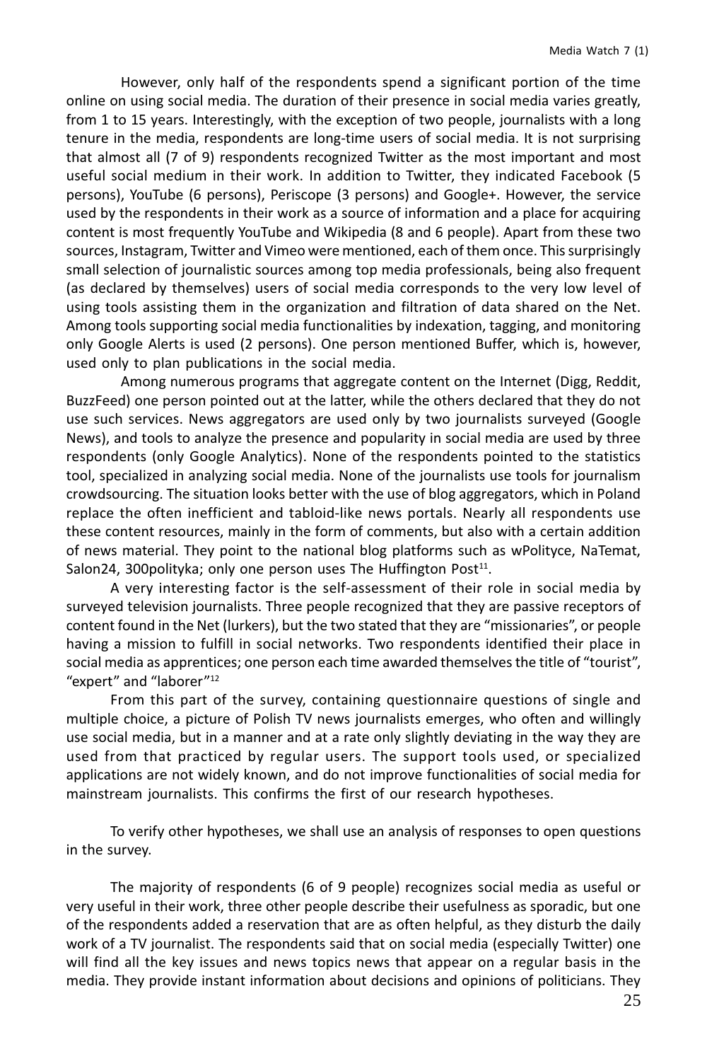However, only half of the respondents spend a significant portion of the time online on using social media. The duration of their presence in social media varies greatly, from 1 to 15 years. Interestingly, with the exception of two people, journalists with a long tenure in the media, respondents are long-time users of social media. It is not surprising that almost all (7 of 9) respondents recognized Twitter as the most important and most useful social medium in their work. In addition to Twitter, they indicated Facebook (5 persons), YouTube (6 persons), Periscope (3 persons) and Google+. However, the service used by the respondents in their work as a source of information and a place for acquiring content is most frequently YouTube and Wikipedia (8 and 6 people). Apart from these two sources, Instagram, Twitter and Vimeo were mentioned, each of them once. This surprisingly small selection of journalistic sources among top media professionals, being also frequent (as declared by themselves) users of social media corresponds to the very low level of using tools assisting them in the organization and filtration of data shared on the Net. Among tools supporting social media functionalities by indexation, tagging, and monitoring only Google Alerts is used (2 persons). One person mentioned Buffer, which is, however, used only to plan publications in the social media.

Among numerous programs that aggregate content on the Internet (Digg, Reddit, BuzzFeed) one person pointed out at the latter, while the others declared that they do not use such services. News aggregators are used only by two journalists surveyed (Google News), and tools to analyze the presence and popularity in social media are used by three respondents (only Google Analytics). None of the respondents pointed to the statistics tool, specialized in analyzing social media. None of the journalists use tools for journalism crowdsourcing. The situation looks better with the use of blog aggregators, which in Poland replace the often inefficient and tabloid-like news portals. Nearly all respondents use these content resources, mainly in the form of comments, but also with a certain addition of news material. They point to the national blog platforms such as wPolityce, NaTemat, Salon24, 300polityka; only one person uses The Huffington Post[11].

A very interesting factor is the self-assessment of their role in social media by surveyed television journalists. Three people recognized that they are passive receptors of content found in the Net (lurkers), but the two stated that they are "missionaries", or people having a mission to fulfill in social networks. Two respondents identified their place in social media as apprentices; one person each time awarded themselves the title of "tourist", "expert" and "laborer"[12]

From this part of the survey, containing questionnaire questions of single and multiple choice, a picture of Polish TV news journalists emerges, who often and willingly use social media, but in a manner and at a rate only slightly deviating in the way they are used from that practiced by regular users. The support tools used, or specialized applications are not widely known, and do not improve functionalities of social media for mainstream journalists. This confirms the first of our research hypotheses.

To verify other hypotheses, we shall use an analysis of responses to open questions in the survey.

The majority of respondents (6 of 9 people) recognizes social media as useful or very useful in their work, three other people describe their usefulness as sporadic, but one of the respondents added a reservation that are as often helpful, as they disturb the daily work of a TV journalist. The respondents said that on social media (especially Twitter) one will find all the key issues and news topics news that appear on a regular basis in the media. They provide instant information about decisions and opinions of politicians. They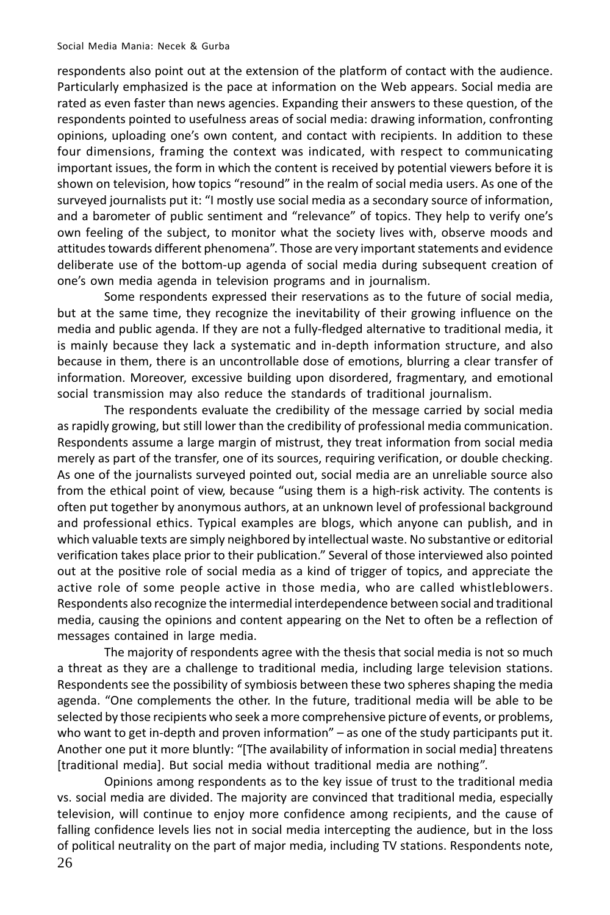respondents also point out at the extension of the platform of contact with the audience. Particularly emphasized is the pace at information on the Web appears. Social media are rated as even faster than news agencies. Expanding their answers to these question, of the respondents pointed to usefulness areas of social media: drawing information, confronting opinions, uploading one's own content, and contact with recipients. In addition to these four dimensions, framing the context was indicated, with respect to communicating important issues, the form in which the content is received by potential viewers before it is shown on television, how topics "resound" in the realm of social media users. As one of the surveyed journalists put it: "I mostly use social media as a secondary source of information, and a barometer of public sentiment and "relevance" of topics. They help to verify one's own feeling of the subject, to monitor what the society lives with, observe moods and attitudes towards different phenomena". Those are very important statements and evidence deliberate use of the bottom-up agenda of social media during subsequent creation of one's own media agenda in television programs and in journalism.

Some respondents expressed their reservations as to the future of social media, but at the same time, they recognize the inevitability of their growing influence on the media and public agenda. If they are not a fully-fledged alternative to traditional media, it is mainly because they lack a systematic and in-depth information structure, and also because in them, there is an uncontrollable dose of emotions, blurring a clear transfer of information. Moreover, excessive building upon disordered, fragmentary, and emotional social transmission may also reduce the standards of traditional journalism.

The respondents evaluate the credibility of the message carried by social media as rapidly growing, but still lower than the credibility of professional media communication. Respondents assume a large margin of mistrust, they treat information from social media merely as part of the transfer, one of its sources, requiring verification, or double checking. As one of the journalists surveyed pointed out, social media are an unreliable source also from the ethical point of view, because "using them is a high-risk activity. The contents is often put together by anonymous authors, at an unknown level of professional background and professional ethics. Typical examples are blogs, which anyone can publish, and in which valuable texts are simply neighbored by intellectual waste. No substantive or editorial verification takes place prior to their publication." Several of those interviewed also pointed out at the positive role of social media as a kind of trigger of topics, and appreciate the active role of some people active in those media, who are called whistleblowers. Respondents also recognize the intermedial interdependence between social and traditional media, causing the opinions and content appearing on the Net to often be a reflection of messages contained in large media.

The majority of respondents agree with the thesis that social media is not so much a threat as they are a challenge to traditional media, including large television stations. Respondents see the possibility of symbiosis between these two spheres shaping the media agenda. "One complements the other. In the future, traditional media will be able to be selected by those recipients who seek a more comprehensive picture of events, or problems, who want to get in-depth and proven information" – as one of the study participants put it. Another one put it more bluntly: "[The availability of information in social media] threatens [traditional media]. But social media without traditional media are nothing".

Opinions among respondents as to the key issue of trust to the traditional media vs. social media are divided. The majority are convinced that traditional media, especially television, will continue to enjoy more confidence among recipients, and the cause of falling confidence levels lies not in social media intercepting the audience, but in the loss of political neutrality on the part of major media, including TV stations. Respondents note,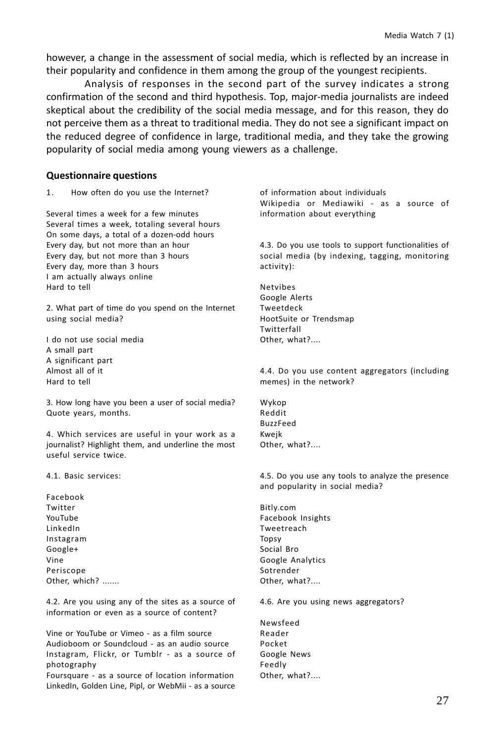however, a change in the assessment of social media, which is reflected by an increase in their popularity and confidence in them among the group of the youngest recipients.

Analysis of responses in the second part of the survey indicates a strong confirmation of the second and third hypothesis. Top, major-media journalists are indeed skeptical about the credibility of the social media message, and for this reason, they do not perceive them as a threat to traditional media. They do not see a significant impact on the reduced degree of confidence in large, traditional media, and they take the growing popularity of social media among young viewers as a challenge.

**Questionnaire questions**

1. How often do you use the Internet?

Several times a week for a few minutes
Several times a week, totaling several hours
On some days, a total of a dozen-odd hours
Every day, but not more than an hour
Every day, but not more than 3 hours
Every day, more than 3 hours
I am actually always online
Hard to tell

2. What part of time do you spend on the Internet using social media?

I do not use social media
A small part
A significant part
Almost all of it
Hard to tell

3. How long have you been a user of social media? Quote years, months.

4. Which services are useful in your work as a journalist? Highlight them, and underline the most useful service twice.

4.1. Basic services:

Facebook
Twitter
YouTube
LinkedIn
Instagram
Google+
Vine
Periscope
Other, which? .......

4.2. Are you using any of the sites as a source of information or even as a source of content?

Vine or YouTube or Vimeo - as a film source
Audioboom or Soundcloud - as an audio source
Instagram, Flickr, or Tumblr - as a source of photography
Foursquare - as a source of location information
LinkedIn, Golden Line, Pipl, or WebMii - as a source of information about individuals
Wikipedia or Mediawiki - as a source of information about everything

4.3. Do you use tools to support functionalities of social media (by indexing, tagging, monitoring activity):

Netvibes
Google Alerts
Tweetdeck
HootSuite or Trendsmap
Twitterfall
Other, what?....

4.4. Do you use content aggregators (including memes) in the network?

Wykop
Reddit
BuzzFeed
Kwejk
Other, what?....

4.5. Do you use any tools to analyze the presence and popularity in social media?

Bitly.com
Facebook Insights
Tweetreach
Topsy
Social Bro
Google Analytics
Sotrender
Other, what?....

4.6. Are you using news aggregators?

Newsfeed
Reader
Pocket
Google News
Feedly
Other, what?....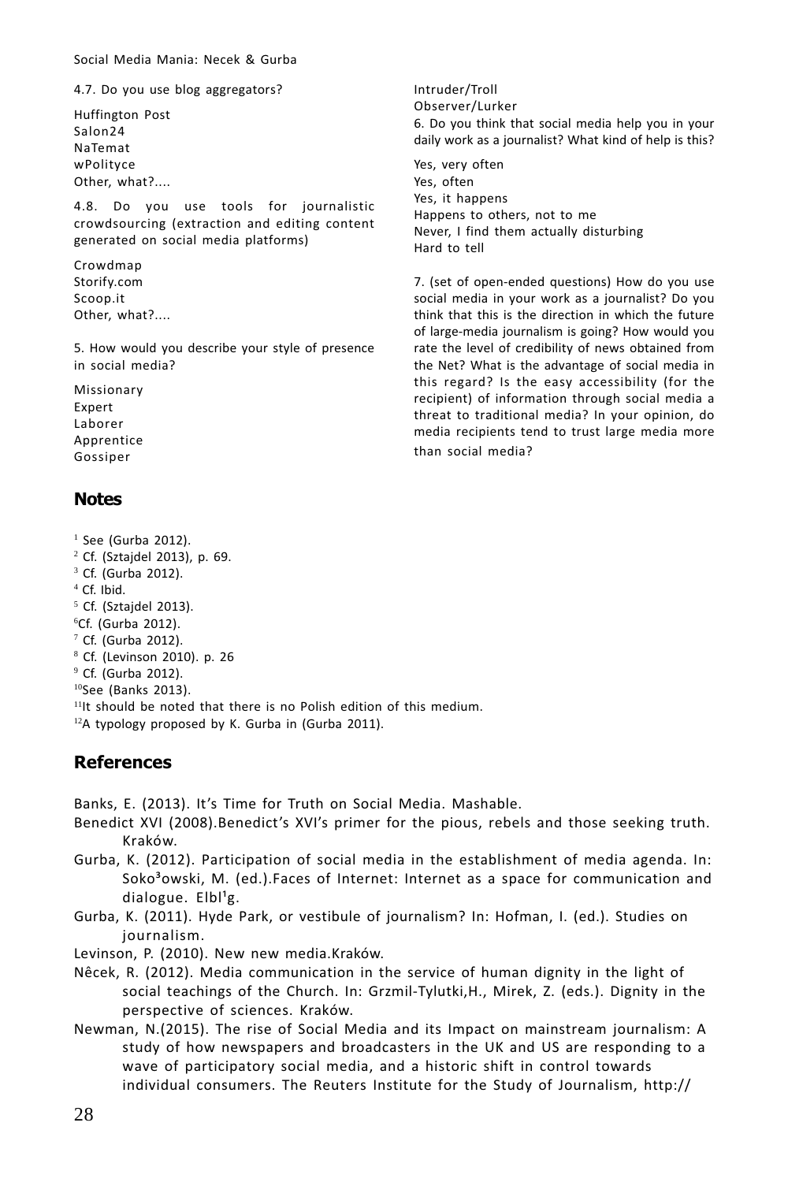4.7. Do you use blog aggregators?

Huffington Post
Salon24
NaTemat
wPolityce
Other, what?....

4.8. Do you use tools for journalistic crowdsourcing (extraction and editing content generated on social media platforms)

Crowdmap
Storify.com
Scoop.it
Other, what?....

5. How would you describe your style of presence in social media?

Missionary
Expert
Laborer
Apprentice
Gossiper
Intruder/Troll
Observer/Lurker

6. Do you think that social media help you in your daily work as a journalist? What kind of help is this?

Yes, very often
Yes, often
Yes, it happens
Happens to others, not to me
Never, I find them actually disturbing
Hard to tell

7. (set of open-ended questions) How do you use social media in your work as a journalist? Do you think that this is the direction in which the future of large-media journalism is going? How would you rate the level of credibility of news obtained from the Net? What is the advantage of social media in this regard? Is the easy accessibility (for the recipient) of information through social media a threat to traditional media? In your opinion, do media recipients tend to trust large media more than social media?

## Notes

[1] See (Gurba 2012).
[2] Cf. (Sztajdel 2013), p. 69.
[3] Cf. (Gurba 2012).
[4] Cf. Ibid.
[5] Cf. (Sztajdel 2013).
[6] Cf. (Gurba 2012).
[7] Cf. (Gurba 2012).
[8] Cf. (Levinson 2010). p. 26
[9] Cf. (Gurba 2012).
[10] See (Banks 2013).
[11] It should be noted that there is no Polish edition of this medium.
[12] A typology proposed by K. Gurba in (Gurba 2011).

## References

Banks, E. (2013). It's Time for Truth on Social Media. Mashable.

Benedict XVI (2008).Benedict's XVI's primer for the pious, rebels and those seeking truth. Kraków.

Gurba, K. (2012). Participation of social media in the establishment of media agenda. In: Soko³owski, M. (ed.).Faces of Internet: Internet as a space for communication and dialogue. Elbl¹g.

Gurba, K. (2011). Hyde Park, or vestibule of journalism? In: Hofman, I. (ed.). Studies on journalism.

Levinson, P. (2010). New new media.Kraków.

Nêcek, R. (2012). Media communication in the service of human dignity in the light of social teachings of the Church. In: Grzmil-Tylutki,H., Mirek, Z. (eds.). Dignity in the perspective of sciences. Kraków.

Newman, N.(2015). The rise of Social Media and its Impact on mainstream journalism: A study of how newspapers and broadcasters in the UK and US are responding to a wave of participatory social media, and a historic shift in control towards individual consumers. The Reuters Institute for the Study of Journalism, http://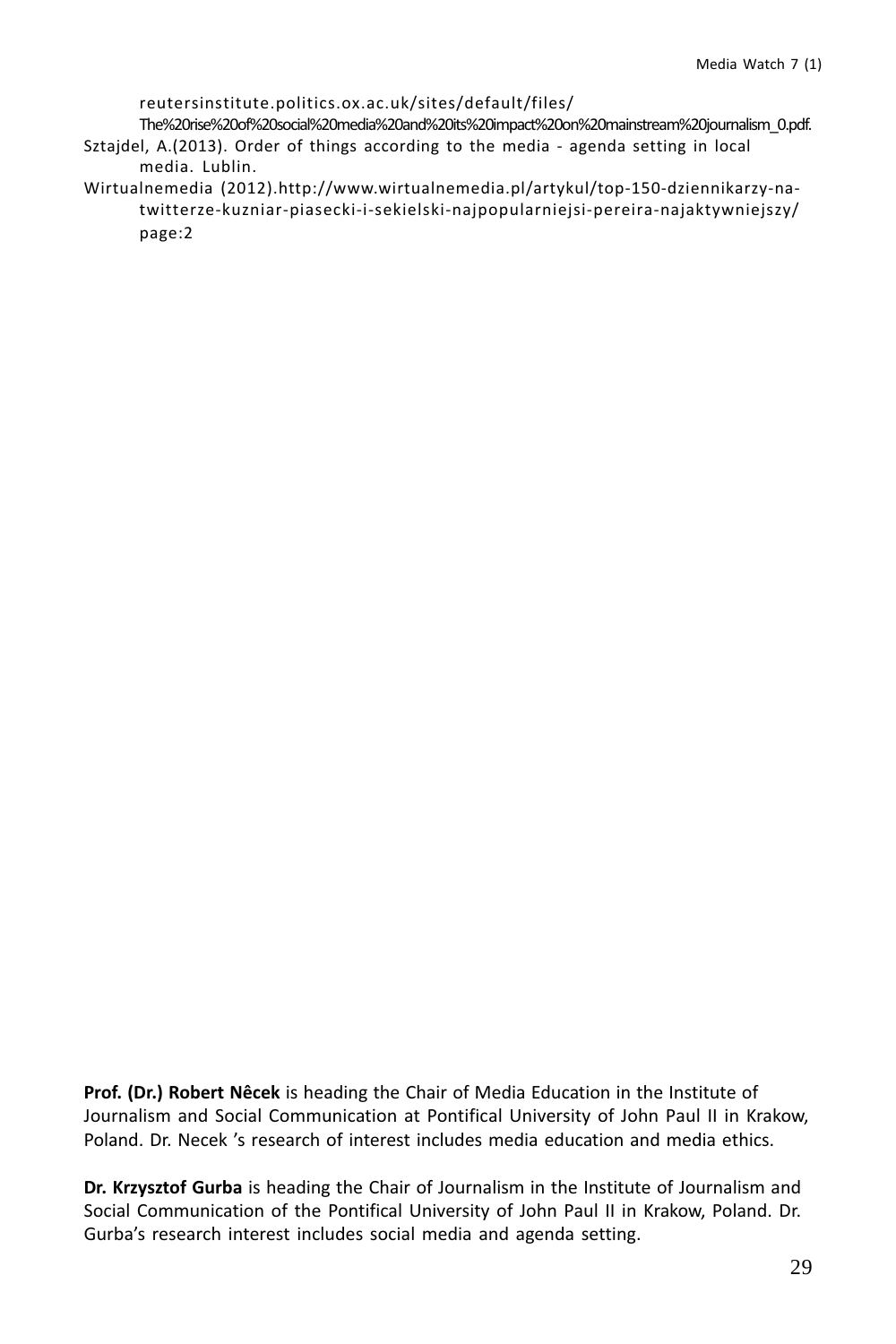reutersinstitute.politics.ox.ac.uk/sites/default/files/The%20rise%20of%20social%20media%20and%20its%20impact%20on%20mainstream%20journalism_0.pdf.

Sztajdel, A.(2013). Order of things according to the media - agenda setting in local media. Lublin.

Wirtualnemedia (2012).http://www.wirtualnemedia.pl/artykul/top-150-dziennikarzy-na-twitterze-kuzniar-piasecki-i-sekielski-najpopularniejsi-pereira-najaktywniejszy/page:2

**Prof. (Dr.) Robert Nêcek** is heading the Chair of Media Education in the Institute of Journalism and Social Communication at Pontifical University of John Paul II in Krakow, Poland. Dr. Necek 's research of interest includes media education and media ethics.

**Dr. Krzysztof Gurba** is heading the Chair of Journalism in the Institute of Journalism and Social Communication of the Pontifical University of John Paul II in Krakow, Poland. Dr. Gurba's research interest includes social media and agenda setting.